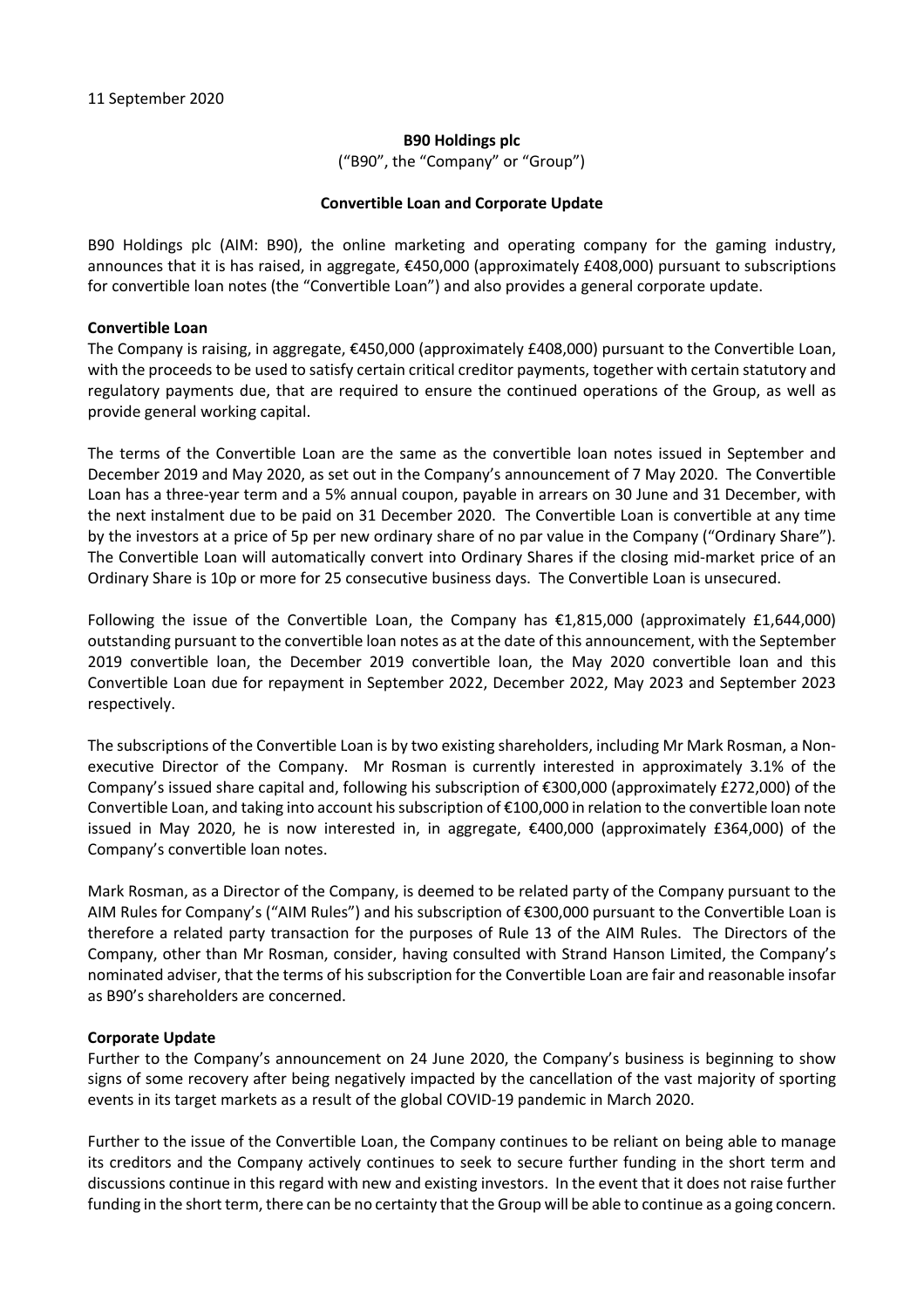11 September 2020

**B90 Holdings plc**

("B90", the "Company" or "Group")

**Convertible Loan and Corporate Update**

B90 Holdings plc (AIM: B90), the online marketing and operating company for the gaming industry, announces that it is has raised, in aggregate, €450,000 (approximately £408,000) pursuant to subscriptions for convertible loan notes (the "Convertible Loan") and also provides a general corporate update.

**Convertible Loan**

The Company is raising, in aggregate, €450,000 (approximately £408,000) pursuant to the Convertible Loan, with the proceeds to be used to satisfy certain critical creditor payments, together with certain statutory and regulatory payments due, that are required to ensure the continued operations of the Group, as well as provide general working capital.

The terms of the Convertible Loan are the same as the convertible loan notes issued in September and December 2019 and May 2020, as set out in the Company's announcement of 7 May 2020. The Convertible Loan has a three-year term and a 5% annual coupon, payable in arrears on 30 June and 31 December, with the next instalment due to be paid on 31 December 2020. The Convertible Loan is convertible at any time by the investors at a price of 5p per new ordinary share of no par value in the Company ("Ordinary Share"). The Convertible Loan will automatically convert into Ordinary Shares if the closing mid-market price of an Ordinary Share is 10p or more for 25 consecutive business days. The Convertible Loan is unsecured.

Following the issue of the Convertible Loan, the Company has €1,815,000 (approximately £1,644,000) outstanding pursuant to the convertible loan notes as at the date of this announcement, with the September 2019 convertible loan, the December 2019 convertible loan, the May 2020 convertible loan and this Convertible Loan due for repayment in September 2022, December 2022, May 2023 and September 2023 respectively.

The subscriptions of the Convertible Loan is by two existing shareholders, including Mr Mark Rosman, a Non-executive Director of the Company. Mr Rosman is currently interested in approximately 3.1% of the Company's issued share capital and, following his subscription of €300,000 (approximately £272,000) of the Convertible Loan, and taking into account his subscription of €100,000 in relation to the convertible loan note issued in May 2020, he is now interested in, in aggregate, €400,000 (approximately £364,000) of the Company's convertible loan notes.

Mark Rosman, as a Director of the Company, is deemed to be related party of the Company pursuant to the AIM Rules for Company's ("AIM Rules") and his subscription of €300,000 pursuant to the Convertible Loan is therefore a related party transaction for the purposes of Rule 13 of the AIM Rules. The Directors of the Company, other than Mr Rosman, consider, having consulted with Strand Hanson Limited, the Company's nominated adviser, that the terms of his subscription for the Convertible Loan are fair and reasonable insofar as B90's shareholders are concerned.

**Corporate Update**

Further to the Company's announcement on 24 June 2020, the Company's business is beginning to show signs of some recovery after being negatively impacted by the cancellation of the vast majority of sporting events in its target markets as a result of the global COVID-19 pandemic in March 2020.

Further to the issue of the Convertible Loan, the Company continues to be reliant on being able to manage its creditors and the Company actively continues to seek to secure further funding in the short term and discussions continue in this regard with new and existing investors. In the event that it does not raise further funding in the short term, there can be no certainty that the Group will be able to continue as a going concern.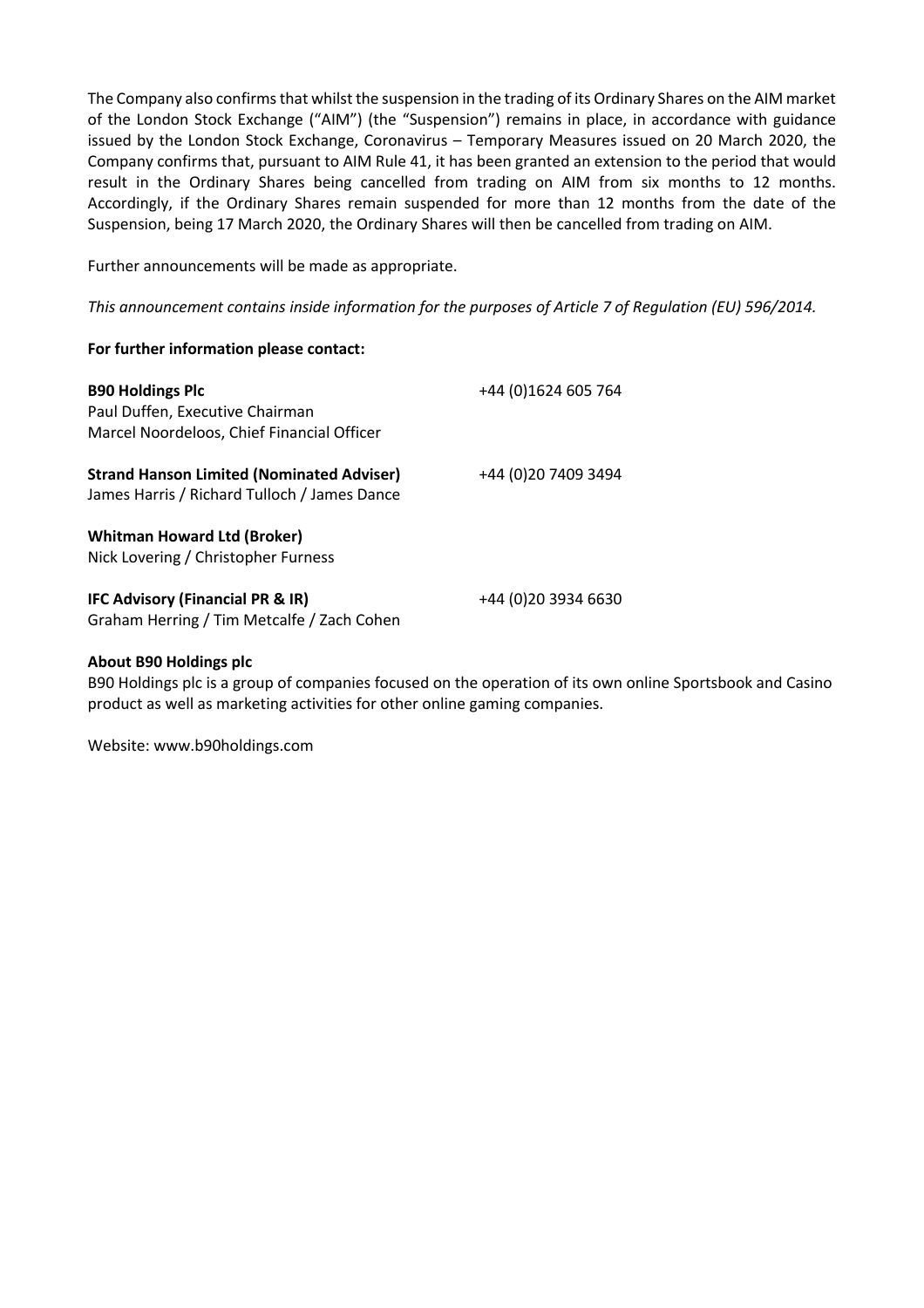The Company also confirms that whilst the suspension in the trading of its Ordinary Shares on the AIM market of the London Stock Exchange ("AIM") (the "Suspension") remains in place, in accordance with guidance issued by the London Stock Exchange, Coronavirus – Temporary Measures issued on 20 March 2020, the Company confirms that, pursuant to AIM Rule 41, it has been granted an extension to the period that would result in the Ordinary Shares being cancelled from trading on AIM from six months to 12 months. Accordingly, if the Ordinary Shares remain suspended for more than 12 months from the date of the Suspension, being 17 March 2020, the Ordinary Shares will then be cancelled from trading on AIM.

Further announcements will be made as appropriate.

*This announcement contains inside information for the purposes of Article 7 of Regulation (EU) 596/2014.*

**For further information please contact:**

| | |
|---|---|
| **B90 Holdings Plc**<br>Paul Duffen, Executive Chairman<br>Marcel Noordeloos, Chief Financial Officer | +44 (0)1624 605 764 |
| **Strand Hanson Limited (Nominated Adviser)**<br>James Harris / Richard Tulloch / James Dance | +44 (0)20 7409 3494 |
| **Whitman Howard Ltd (Broker)**<br>Nick Lovering / Christopher Furness | |
| **IFC Advisory (Financial PR & IR)**<br>Graham Herring / Tim Metcalfe / Zach Cohen | +44 (0)20 3934 6630 |

**About B90 Holdings plc**

B90 Holdings plc is a group of companies focused on the operation of its own online Sportsbook and Casino product as well as marketing activities for other online gaming companies.

Website: www.b90holdings.com